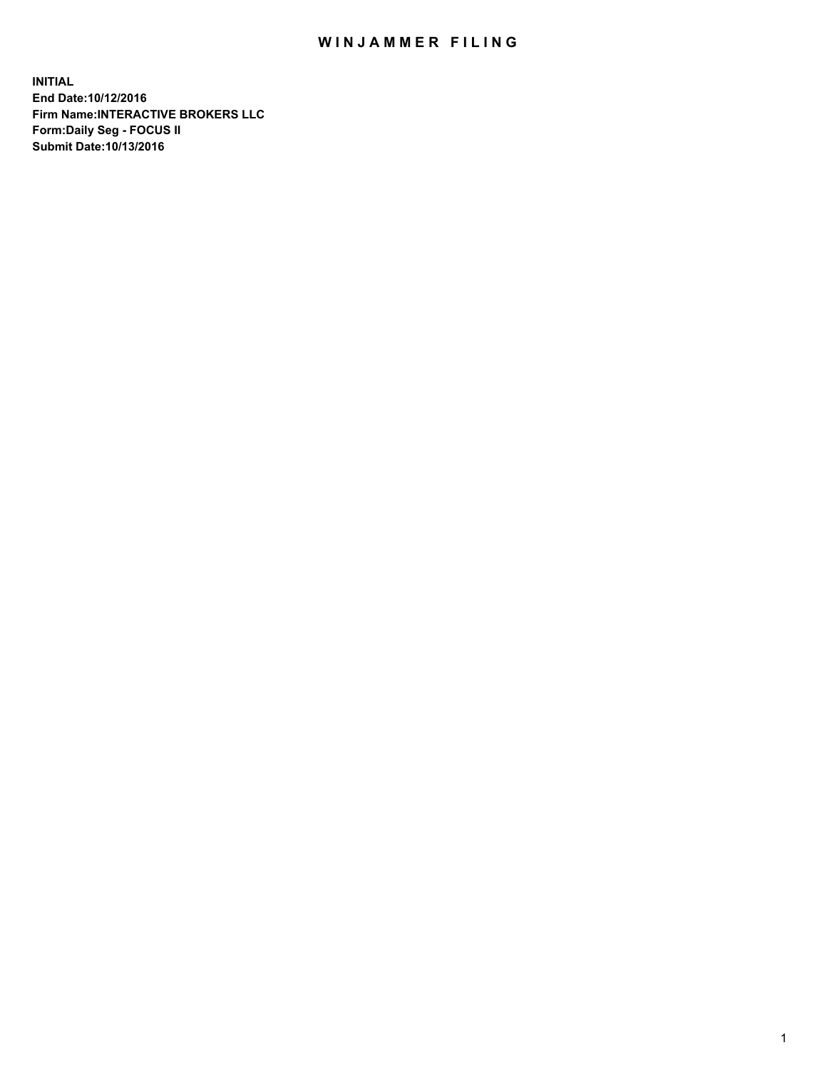# WINJAMMER FILING

**INITIAL**
**End Date:10/12/2016**
**Firm Name:INTERACTIVE BROKERS LLC**
**Form:Daily Seg - FOCUS II**
**Submit Date:10/13/2016**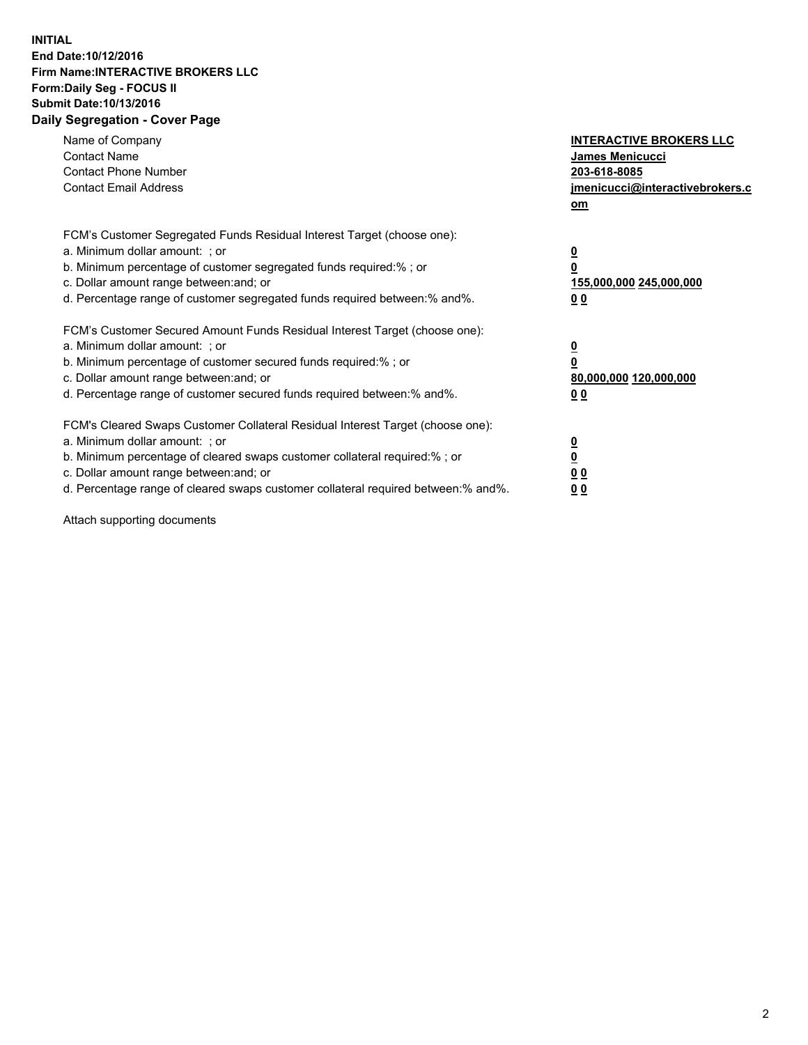**INITIAL**
**End Date:10/12/2016**
**Firm Name:INTERACTIVE BROKERS LLC**
**Form:Daily Seg - FOCUS II**
**Submit Date:10/13/2016**

## Daily Segregation - Cover Page

| | |
|---|---|
| Name of Company | **INTERACTIVE BROKERS LLC** |
| Contact Name | **James Menicucci** |
| Contact Phone Number | **203-618-8085** |
| Contact Email Address | **jmenicucci@interactivebrokers.com** |

| | |
|---|---|
| FCM's Customer Segregated Funds Residual Interest Target (choose one): | |
| a. Minimum dollar amount: ; or | **0** |
| b. Minimum percentage of customer segregated funds required:% ; or | **0** |
| c. Dollar amount range between:and; or | **155,000,000 245,000,000** |
| d. Percentage range of customer segregated funds required between:% and%. | **0 0** |
| FCM's Customer Secured Amount Funds Residual Interest Target (choose one): | |
| a. Minimum dollar amount: ; or | **0** |
| b. Minimum percentage of customer secured funds required:% ; or | **0** |
| c. Dollar amount range between:and; or | **80,000,000 120,000,000** |
| d. Percentage range of customer secured funds required between:% and%. | **0 0** |
| FCM's Cleared Swaps Customer Collateral Residual Interest Target (choose one): | |
| a. Minimum dollar amount: ; or | **0** |
| b. Minimum percentage of cleared swaps customer collateral required:% ; or | **0** |
| c. Dollar amount range between:and; or | **0 0** |
| d. Percentage range of cleared swaps customer collateral required between:% and%. | **0 0** |

Attach supporting documents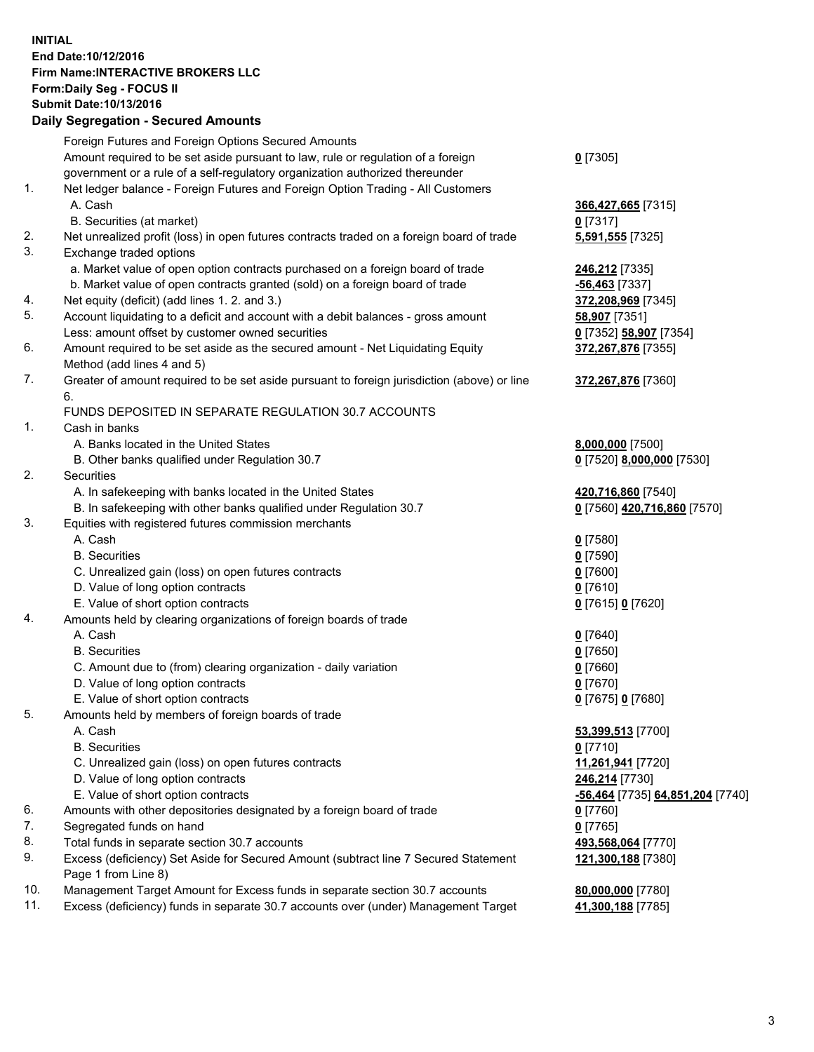**INITIAL**
**End Date:10/12/2016**
**Firm Name:INTERACTIVE BROKERS LLC**
**Form:Daily Seg - FOCUS II**
**Submit Date:10/13/2016**
**Daily Segregation - Secured Amounts**

| | | |
|---|---|---|
| | Foreign Futures and Foreign Options Secured Amounts | |
| | Amount required to be set aside pursuant to law, rule or regulation of a foreign government or a rule of a self-regulatory organization authorized thereunder | **0** [7305] |
| 1. | Net ledger balance - Foreign Futures and Foreign Option Trading - All Customers | |
| | A. Cash | **366,427,665** [7315] |
| | B. Securities (at market) | **0** [7317] |
| 2. | Net unrealized profit (loss) in open futures contracts traded on a foreign board of trade | **5,591,555** [7325] |
| 3. | Exchange traded options | |
| | a. Market value of open option contracts purchased on a foreign board of trade | **246,212** [7335] |
| | b. Market value of open contracts granted (sold) on a foreign board of trade | **-56,463** [7337] |
| 4. | Net equity (deficit) (add lines 1. 2. and 3.) | **372,208,969** [7345] |
| 5. | Account liquidating to a deficit and account with a debit balances - gross amount | **58,907** [7351] |
| | Less: amount offset by customer owned securities | **0** [7352] **58,907** [7354] |
| 6. | Amount required to be set aside as the secured amount - Net Liquidating Equity Method (add lines 4 and 5) | **372,267,876** [7355] |
| 7. | Greater of amount required to be set aside pursuant to foreign jurisdiction (above) or line 6. | **372,267,876** [7360] |
| | FUNDS DEPOSITED IN SEPARATE REGULATION 30.7 ACCOUNTS | |
| 1. | Cash in banks | |
| | A. Banks located in the United States | **8,000,000** [7500] |
| | B. Other banks qualified under Regulation 30.7 | **0** [7520] **8,000,000** [7530] |
| 2. | Securities | |
| | A. In safekeeping with banks located in the United States | **420,716,860** [7540] |
| | B. In safekeeping with other banks qualified under Regulation 30.7 | **0** [7560] **420,716,860** [7570] |
| 3. | Equities with registered futures commission merchants | |
| | A. Cash | **0** [7580] |
| | B. Securities | **0** [7590] |
| | C. Unrealized gain (loss) on open futures contracts | **0** [7600] |
| | D. Value of long option contracts | **0** [7610] |
| | E. Value of short option contracts | **0** [7615] **0** [7620] |
| 4. | Amounts held by clearing organizations of foreign boards of trade | |
| | A. Cash | **0** [7640] |
| | B. Securities | **0** [7650] |
| | C. Amount due to (from) clearing organization - daily variation | **0** [7660] |
| | D. Value of long option contracts | **0** [7670] |
| | E. Value of short option contracts | **0** [7675] **0** [7680] |
| 5. | Amounts held by members of foreign boards of trade | |
| | A. Cash | **53,399,513** [7700] |
| | B. Securities | **0** [7710] |
| | C. Unrealized gain (loss) on open futures contracts | **11,261,941** [7720] |
| | D. Value of long option contracts | **246,214** [7730] |
| | E. Value of short option contracts | **-56,464** [7735] **64,851,204** [7740] |
| 6. | Amounts with other depositories designated by a foreign board of trade | **0** [7760] |
| 7. | Segregated funds on hand | **0** [7765] |
| 8. | Total funds in separate section 30.7 accounts | **493,568,064** [7770] |
| 9. | Excess (deficiency) Set Aside for Secured Amount (subtract line 7 Secured Statement Page 1 from Line 8) | **121,300,188** [7380] |
| 10. | Management Target Amount for Excess funds in separate section 30.7 accounts | **80,000,000** [7780] |
| 11. | Excess (deficiency) funds in separate 30.7 accounts over (under) Management Target | **41,300,188** [7785] |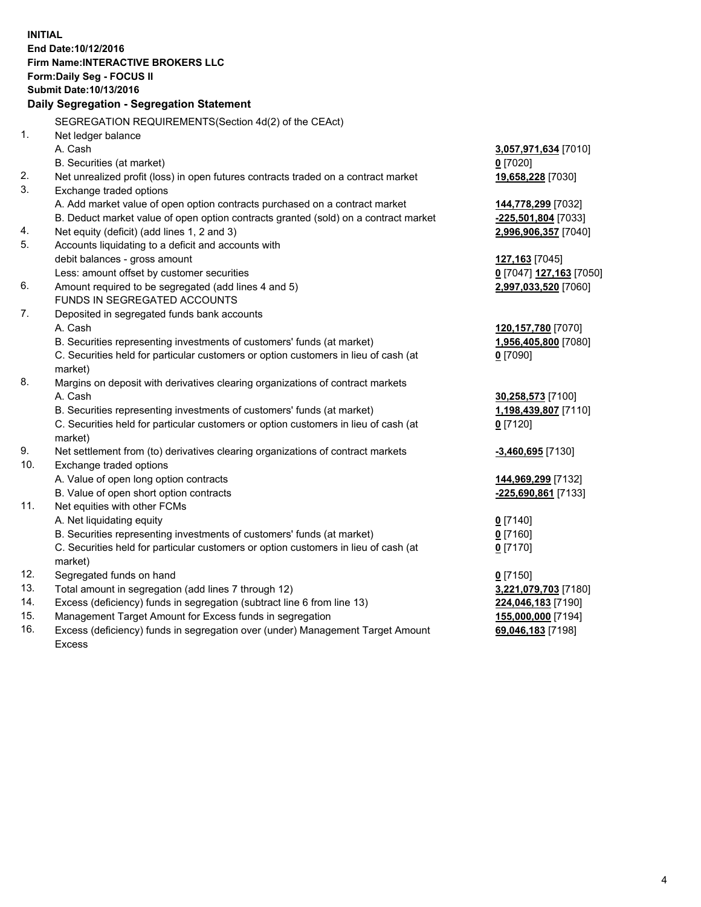**INITIAL**
**End Date:10/12/2016**
**Firm Name:INTERACTIVE BROKERS LLC**
**Form:Daily Seg - FOCUS II**
**Submit Date:10/13/2016**

## Daily Segregation - Segregation Statement

SEGREGATION REQUIREMENTS(Section 4d(2) of the CEAct)

| | | |
|---|---|---|
| 1. | Net ledger balance | |
| | A. Cash | **3,057,971,634** [7010] |
| | B. Securities (at market) | **0** [7020] |
| 2. | Net unrealized profit (loss) in open futures contracts traded on a contract market | **19,658,228** [7030] |
| 3. | Exchange traded options | |
| | A. Add market value of open option contracts purchased on a contract market | **144,778,299** [7032] |
| | B. Deduct market value of open option contracts granted (sold) on a contract market | **-225,501,804** [7033] |
| 4. | Net equity (deficit) (add lines 1, 2 and 3) | **2,996,906,357** [7040] |
| 5. | Accounts liquidating to a deficit and accounts with debit balances - gross amount | **127,163** [7045] |
| | Less: amount offset by customer securities | **0** [7047] **127,163** [7050] |
| 6. | Amount required to be segregated (add lines 4 and 5) | **2,997,033,520** [7060] |
| | FUNDS IN SEGREGATED ACCOUNTS | |
| 7. | Deposited in segregated funds bank accounts | |
| | A. Cash | **120,157,780** [7070] |
| | B. Securities representing investments of customers' funds (at market) | **1,956,405,800** [7080] |
| | C. Securities held for particular customers or option customers in lieu of cash (at market) | **0** [7090] |
| 8. | Margins on deposit with derivatives clearing organizations of contract markets | |
| | A. Cash | **30,258,573** [7100] |
| | B. Securities representing investments of customers' funds (at market) | **1,198,439,807** [7110] |
| | C. Securities held for particular customers or option customers in lieu of cash (at market) | **0** [7120] |
| 9. | Net settlement from (to) derivatives clearing organizations of contract markets | **-3,460,695** [7130] |
| 10. | Exchange traded options | |
| | A. Value of open long option contracts | **144,969,299** [7132] |
| | B. Value of open short option contracts | **-225,690,861** [7133] |
| 11. | Net equities with other FCMs | |
| | A. Net liquidating equity | **0** [7140] |
| | B. Securities representing investments of customers' funds (at market) | **0** [7160] |
| | C. Securities held for particular customers or option customers in lieu of cash (at market) | **0** [7170] |
| 12. | Segregated funds on hand | **0** [7150] |
| 13. | Total amount in segregation (add lines 7 through 12) | **3,221,079,703** [7180] |
| 14. | Excess (deficiency) funds in segregation (subtract line 6 from line 13) | **224,046,183** [7190] |
| 15. | Management Target Amount for Excess funds in segregation | **155,000,000** [7194] |
| 16. | Excess (deficiency) funds in segregation over (under) Management Target Amount Excess | **69,046,183** [7198] |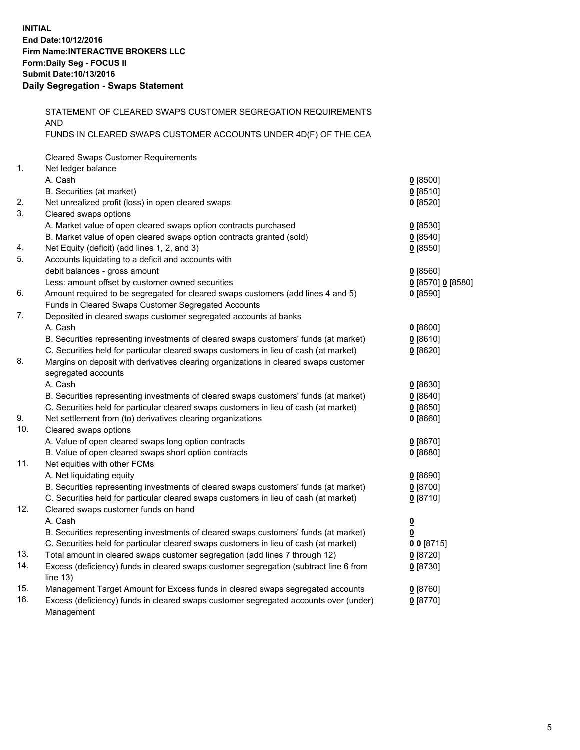**INITIAL**
**End Date:10/12/2016**
**Firm Name:INTERACTIVE BROKERS LLC**
**Form:Daily Seg - FOCUS II**
**Submit Date:10/13/2016**
**Daily Segregation - Swaps Statement**

STATEMENT OF CLEARED SWAPS CUSTOMER SEGREGATION REQUIREMENTS AND FUNDS IN CLEARED SWAPS CUSTOMER ACCOUNTS UNDER 4D(F) OF THE CEA

| | | |
|---|---|---|
| | Cleared Swaps Customer Requirements | |
| 1. | Net ledger balance | |
| | A. Cash | 0 [8500] |
| | B. Securities (at market) | 0 [8510] |
| 2. | Net unrealized profit (loss) in open cleared swaps | 0 [8520] |
| 3. | Cleared swaps options | |
| | A. Market value of open cleared swaps option contracts purchased | 0 [8530] |
| | B. Market value of open cleared swaps option contracts granted (sold) | 0 [8540] |
| 4. | Net Equity (deficit) (add lines 1, 2, and 3) | 0 [8550] |
| 5. | Accounts liquidating to a deficit and accounts with debit balances - gross amount | 0 [8560] |
| | Less: amount offset by customer owned securities | 0 [8570] 0 [8580] |
| 6. | Amount required to be segregated for cleared swaps customers (add lines 4 and 5) | 0 [8590] |
| | Funds in Cleared Swaps Customer Segregated Accounts | |
| 7. | Deposited in cleared swaps customer segregated accounts at banks | |
| | A. Cash | 0 [8600] |
| | B. Securities representing investments of cleared swaps customers' funds (at market) | 0 [8610] |
| | C. Securities held for particular cleared swaps customers in lieu of cash (at market) | 0 [8620] |
| 8. | Margins on deposit with derivatives clearing organizations in cleared swaps customer segregated accounts | |
| | A. Cash | 0 [8630] |
| | B. Securities representing investments of cleared swaps customers' funds (at market) | 0 [8640] |
| | C. Securities held for particular cleared swaps customers in lieu of cash (at market) | 0 [8650] |
| 9. | Net settlement from (to) derivatives clearing organizations | 0 [8660] |
| 10. | Cleared swaps options | |
| | A. Value of open cleared swaps long option contracts | 0 [8670] |
| | B. Value of open cleared swaps short option contracts | 0 [8680] |
| 11. | Net equities with other FCMs | |
| | A. Net liquidating equity | 0 [8690] |
| | B. Securities representing investments of cleared swaps customers' funds (at market) | 0 [8700] |
| | C. Securities held for particular cleared swaps customers in lieu of cash (at market) | 0 [8710] |
| 12. | Cleared swaps customer funds on hand | |
| | A. Cash | 0 |
| | B. Securities representing investments of cleared swaps customers' funds (at market) | 0 |
| | C. Securities held for particular cleared swaps customers in lieu of cash (at market) | 0 0 [8715] |
| 13. | Total amount in cleared swaps customer segregation (add lines 7 through 12) | 0 [8720] |
| 14. | Excess (deficiency) funds in cleared swaps customer segregation (subtract line 6 from line 13) | 0 [8730] |
| 15. | Management Target Amount for Excess funds in cleared swaps segregated accounts | 0 [8760] |
| 16. | Excess (deficiency) funds in cleared swaps customer segregated accounts over (under) Management | 0 [8770] |